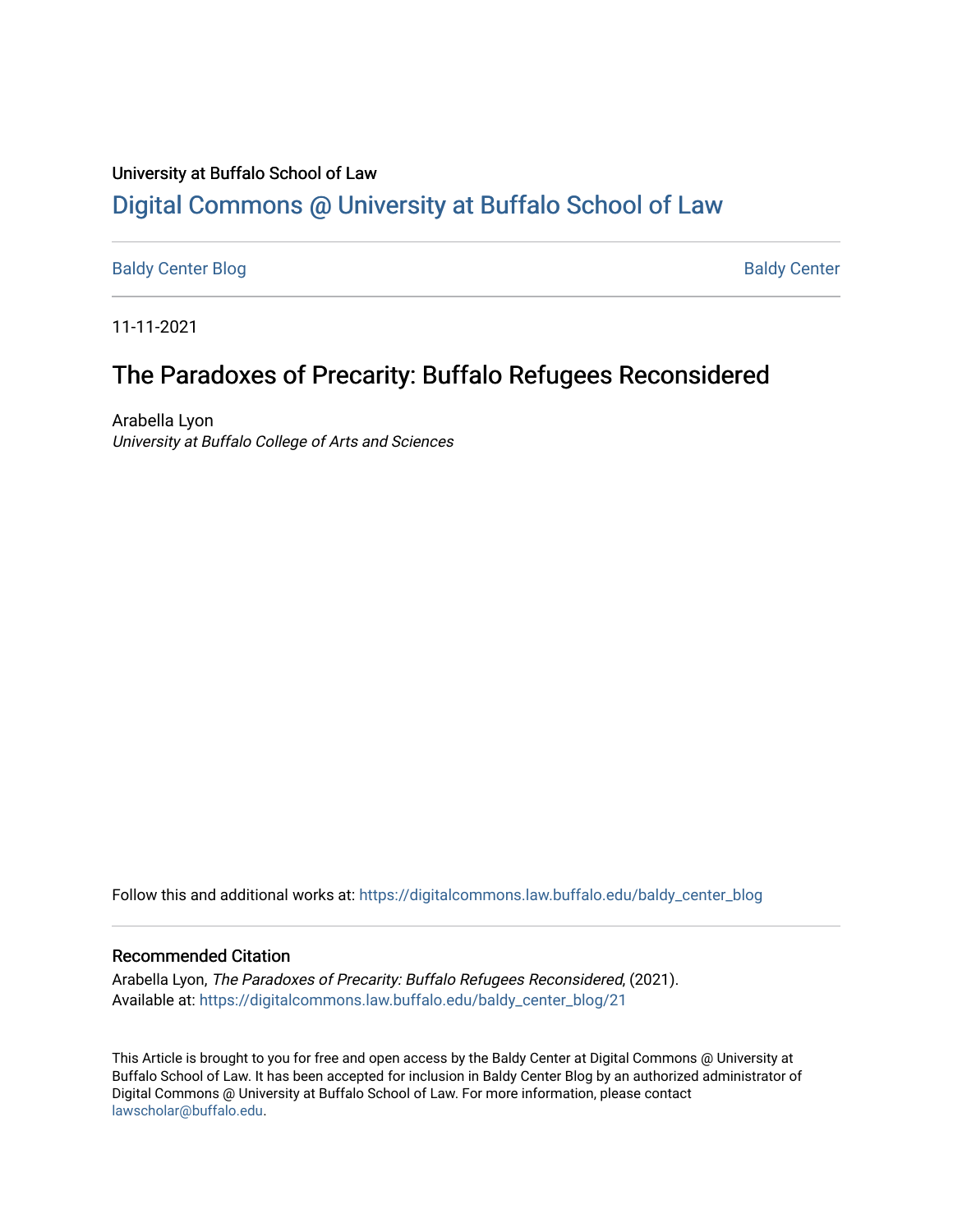University at Buffalo School of Law

# Digital Commons @ University at Buffalo School of Law

Baldy Center Blog | Baldy Center

11-11-2021

## The Paradoxes of Precarity: Buffalo Refugees Reconsidered

Arabella Lyon

*University at Buffalo College of Arts and Sciences*

Follow this and additional works at: https://digitalcommons.law.buffalo.edu/baldy_center_blog

### Recommended Citation

Arabella Lyon, *The Paradoxes of Precarity: Buffalo Refugees Reconsidered*, (2021).
Available at: https://digitalcommons.law.buffalo.edu/baldy_center_blog/21

This Article is brought to you for free and open access by the Baldy Center at Digital Commons @ University at Buffalo School of Law. It has been accepted for inclusion in Baldy Center Blog by an authorized administrator of Digital Commons @ University at Buffalo School of Law. For more information, please contact lawscholar@buffalo.edu.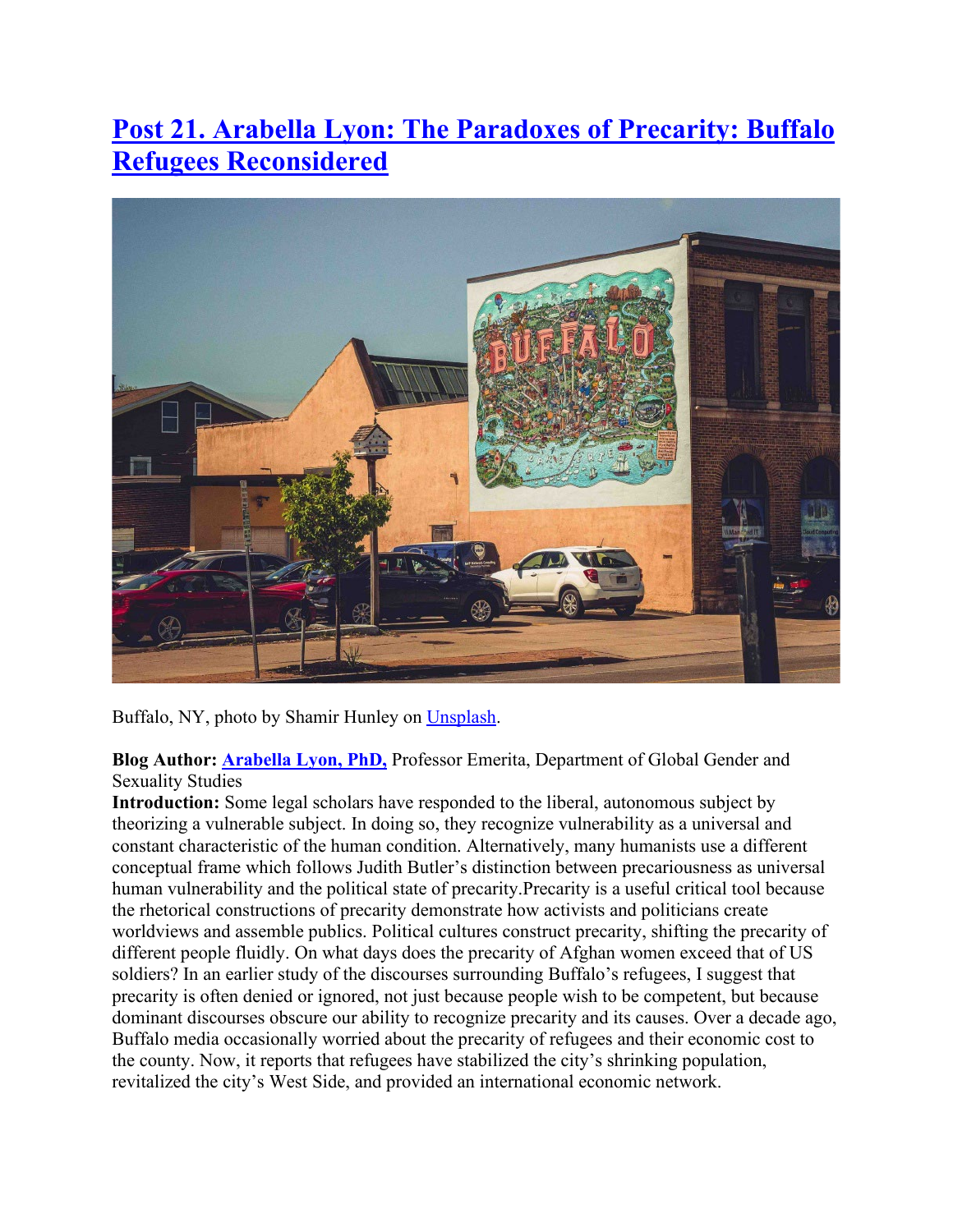# [Post 21. Arabella Lyon: The Paradoxes of Precarity: Buffalo Refugees Reconsidered]()

Buffalo, NY, photo by Shamir Hunley on [Unsplash]().

**Blog Author:** [**Arabella Lyon, PhD,**]() Professor Emerita, Department of Global Gender and Sexuality Studies

**Introduction:** Some legal scholars have responded to the liberal, autonomous subject by theorizing a vulnerable subject. In doing so, they recognize vulnerability as a universal and constant characteristic of the human condition. Alternatively, many humanists use a different conceptual frame which follows Judith Butler's distinction between precariousness as universal human vulnerability and the political state of precarity.Precarity is a useful critical tool because the rhetorical constructions of precarity demonstrate how activists and politicians create worldviews and assemble publics. Political cultures construct precarity, shifting the precarity of different people fluidly. On what days does the precarity of Afghan women exceed that of US soldiers? In an earlier study of the discourses surrounding Buffalo's refugees, I suggest that precarity is often denied or ignored, not just because people wish to be competent, but because dominant discourses obscure our ability to recognize precarity and its causes. Over a decade ago, Buffalo media occasionally worried about the precarity of refugees and their economic cost to the county. Now, it reports that refugees have stabilized the city's shrinking population, revitalized the city's West Side, and provided an international economic network.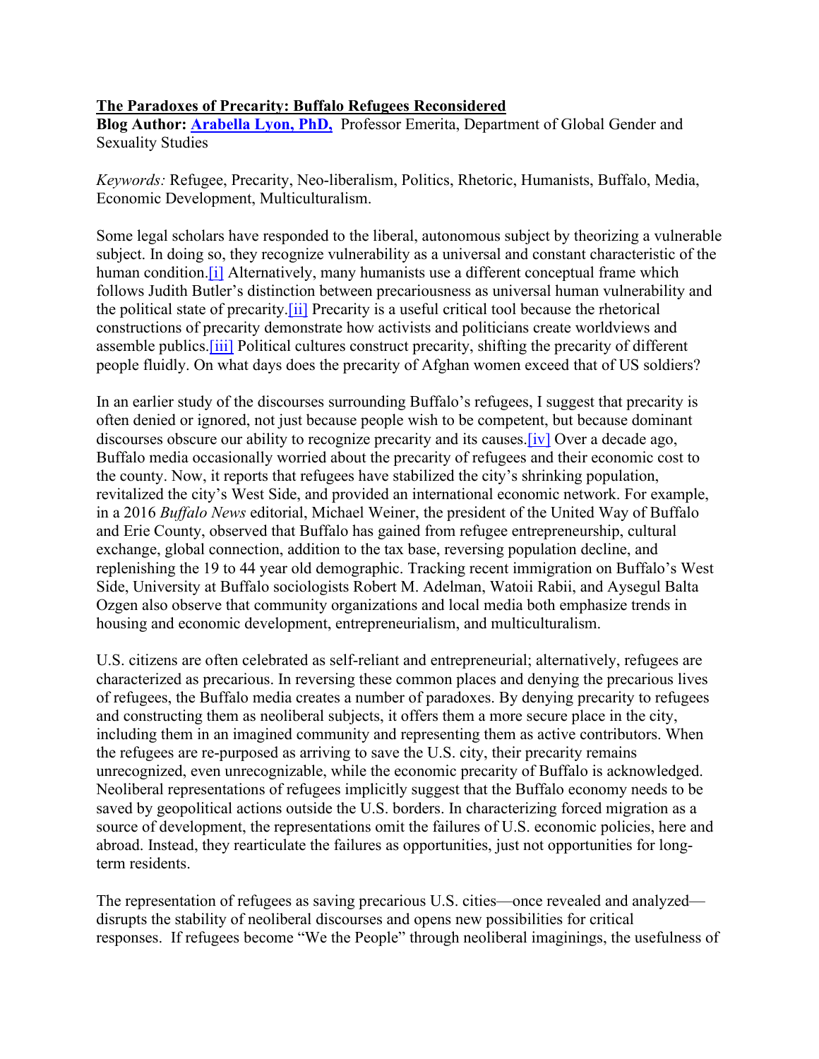**The Paradoxes of Precarity: Buffalo Refugees Reconsidered**
**Blog Author:** **[Arabella Lyon, PhD,](#)** Professor Emerita, Department of Global Gender and Sexuality Studies

*Keywords:* Refugee, Precarity, Neo-liberalism, Politics, Rhetoric, Humanists, Buffalo, Media, Economic Development, Multiculturalism.

Some legal scholars have responded to the liberal, autonomous subject by theorizing a vulnerable subject. In doing so, they recognize vulnerability as a universal and constant characteristic of the human condition.[i] Alternatively, many humanists use a different conceptual frame which follows Judith Butler's distinction between precariousness as universal human vulnerability and the political state of precarity.[ii] Precarity is a useful critical tool because the rhetorical constructions of precarity demonstrate how activists and politicians create worldviews and assemble publics.[iii] Political cultures construct precarity, shifting the precarity of different people fluidly. On what days does the precarity of Afghan women exceed that of US soldiers?

In an earlier study of the discourses surrounding Buffalo's refugees, I suggest that precarity is often denied or ignored, not just because people wish to be competent, but because dominant discourses obscure our ability to recognize precarity and its causes.[iv] Over a decade ago, Buffalo media occasionally worried about the precarity of refugees and their economic cost to the county. Now, it reports that refugees have stabilized the city's shrinking population, revitalized the city's West Side, and provided an international economic network. For example, in a 2016 *Buffalo News* editorial, Michael Weiner, the president of the United Way of Buffalo and Erie County, observed that Buffalo has gained from refugee entrepreneurship, cultural exchange, global connection, addition to the tax base, reversing population decline, and replenishing the 19 to 44 year old demographic. Tracking recent immigration on Buffalo's West Side, University at Buffalo sociologists Robert M. Adelman, Watoii Rabii, and Aysegul Balta Ozgen also observe that community organizations and local media both emphasize trends in housing and economic development, entrepreneurialism, and multiculturalism.

U.S. citizens are often celebrated as self-reliant and entrepreneurial; alternatively, refugees are characterized as precarious. In reversing these common places and denying the precarious lives of refugees, the Buffalo media creates a number of paradoxes. By denying precarity to refugees and constructing them as neoliberal subjects, it offers them a more secure place in the city, including them in an imagined community and representing them as active contributors. When the refugees are re-purposed as arriving to save the U.S. city, their precarity remains unrecognized, even unrecognizable, while the economic precarity of Buffalo is acknowledged. Neoliberal representations of refugees implicitly suggest that the Buffalo economy needs to be saved by geopolitical actions outside the U.S. borders. In characterizing forced migration as a source of development, the representations omit the failures of U.S. economic policies, here and abroad. Instead, they rearticulate the failures as opportunities, just not opportunities for long-term residents.

The representation of refugees as saving precarious U.S. cities—once revealed and analyzed—disrupts the stability of neoliberal discourses and opens new possibilities for critical responses. If refugees become "We the People" through neoliberal imaginings, the usefulness of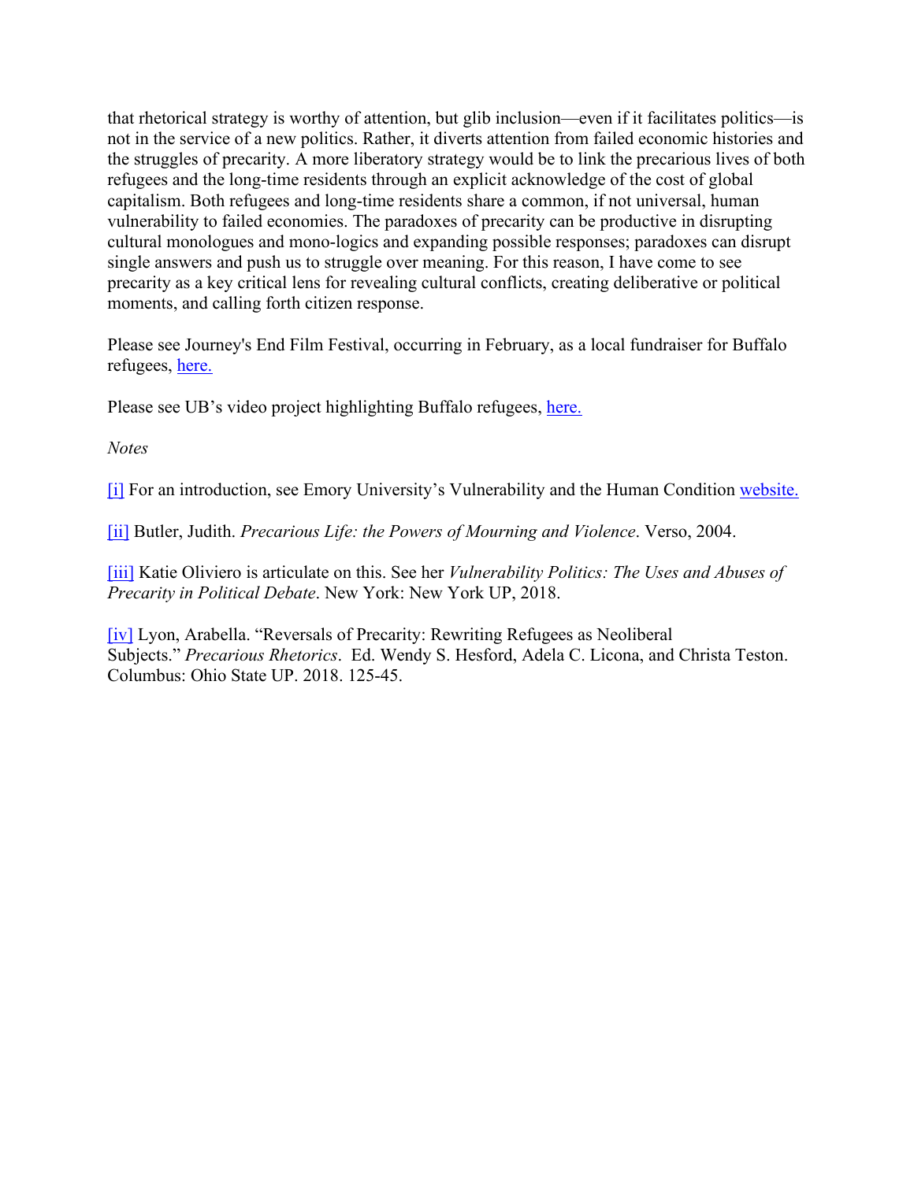that rhetorical strategy is worthy of attention, but glib inclusion—even if it facilitates politics—is not in the service of a new politics. Rather, it diverts attention from failed economic histories and the struggles of precarity. A more liberatory strategy would be to link the precarious lives of both refugees and the long-time residents through an explicit acknowledge of the cost of global capitalism. Both refugees and long-time residents share a common, if not universal, human vulnerability to failed economies. The paradoxes of precarity can be productive in disrupting cultural monologues and mono-logics and expanding possible responses; paradoxes can disrupt single answers and push us to struggle over meaning. For this reason, I have come to see precarity as a key critical lens for revealing cultural conflicts, creating deliberative or political moments, and calling forth citizen response.

Please see Journey's End Film Festival, occurring in February, as a local fundraiser for Buffalo refugees, here.

Please see UB's video project highlighting Buffalo refugees, here.

*Notes*

[i] For an introduction, see Emory University's Vulnerability and the Human Condition website.

[ii] Butler, Judith. *Precarious Life: the Powers of Mourning and Violence*. Verso, 2004.

[iii] Katie Oliviero is articulate on this. See her *Vulnerability Politics: The Uses and Abuses of Precarity in Political Debate*. New York: New York UP, 2018.

[iv] Lyon, Arabella. "Reversals of Precarity: Rewriting Refugees as Neoliberal Subjects." *Precarious Rhetorics*. Ed. Wendy S. Hesford, Adela C. Licona, and Christa Teston. Columbus: Ohio State UP. 2018. 125-45.